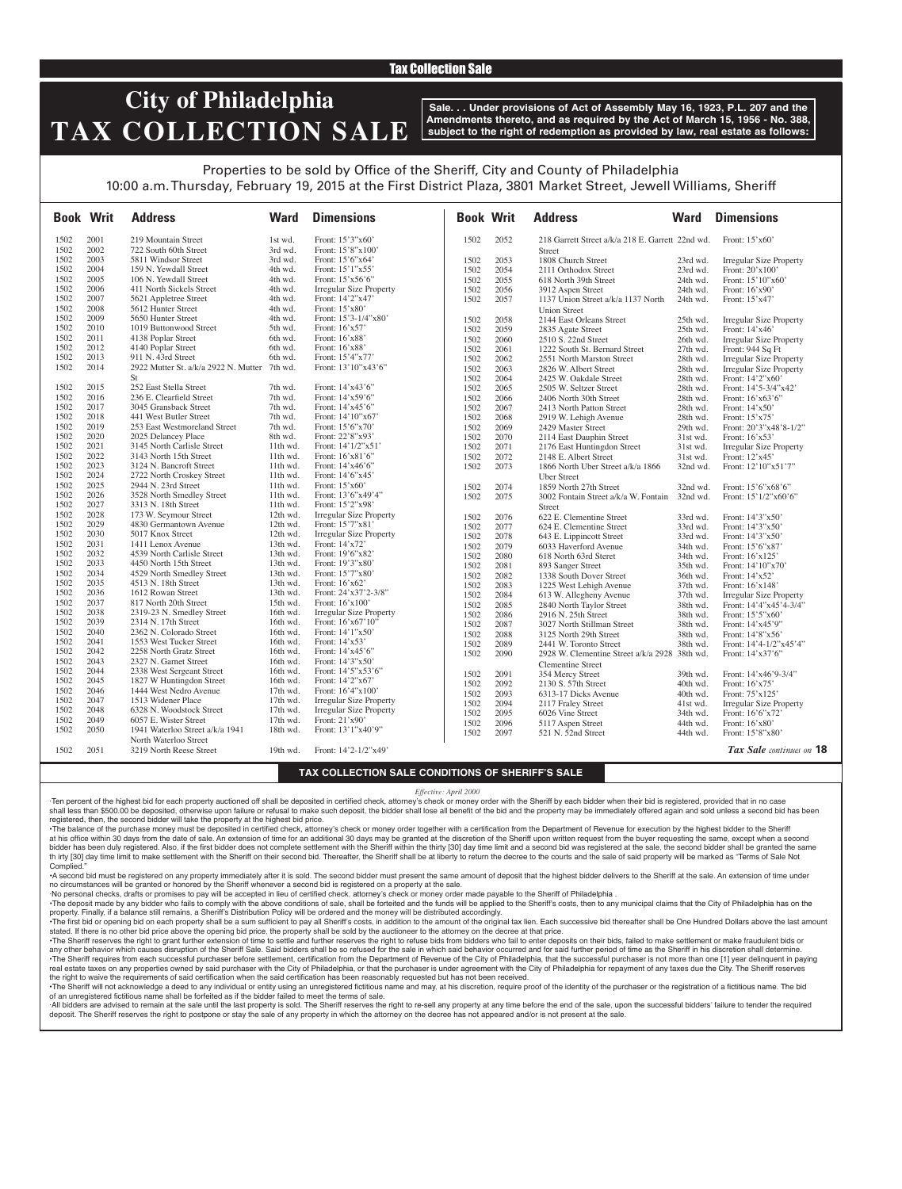Tax Collection Sale

# City of Philadelphia
# TAX COLLECTION SALE

**Sale. . . Under provisions of Act of Assembly May 16, 1923, P.L. 207 and the Amendments thereto, and as required by the Act of March 15, 1956 - No. 388, subject to the right of redemption as provided by law, real estate as follows:**

Properties to be sold by Office of the Sheriff, City and County of Philadelphia
10:00 a.m. Thursday, February 19, 2015 at the First District Plaza, 3801 Market Street, Jewell Williams, Sheriff

| Book | Writ | Address | Ward | Dimensions |
|---|---|---|---|---|
| 1502 | 2001 | 219 Mountain Street | 1st wd. | Front: 15'3"x60' |
| 1502 | 2002 | 722 South 60th Street | 3rd wd. | Front: 15'8"x100' |
| 1502 | 2003 | 5811 Windsor Street | 3rd wd. | Front: 15'6"x64' |
| 1502 | 2004 | 159 N. Yewdall Street | 4th wd. | Front: 15'1"x55' |
| 1502 | 2005 | 106 N. Yewdall Street | 4th wd. | Front: 15'x56'6" |
| 1502 | 2006 | 411 North Sickels Street | 4th wd. | Irregular Size Property |
| 1502 | 2007 | 5621 Appletree Street | 4th wd. | Front: 14'2"x47' |
| 1502 | 2008 | 5612 Hunter Street | 4th wd. | Front: 15'x80' |
| 1502 | 2009 | 5650 Hunter Street | 4th wd. | Front: 15'3-1/4"x80' |
| 1502 | 2010 | 1019 Buttonwood Street | 5th wd. | Front: 16'x57' |
| 1502 | 2011 | 4138 Poplar Street | 6th wd. | Front: 16'x88' |
| 1502 | 2012 | 4140 Poplar Street | 6th wd. | Front: 16'x88' |
| 1502 | 2013 | 911 N. 43rd Street | 6th wd. | Front: 15'4"x77' |
| 1502 | 2014 | 2922 Mutter St. a/k/a 2922 N. Mutter St | 7th wd. | Front: 13'10"x43'6" |
| 1502 | 2015 | 252 East Stella Street | 7th wd. | Front: 14'x43'6" |
| 1502 | 2016 | 236 E. Clearfield Street | 7th wd. | Front: 14'x59'6" |
| 1502 | 2017 | 3045 Gransback Street | 7th wd. | Front: 14'x45'6" |
| 1502 | 2018 | 441 West Butler Street | 7th wd. | Front: 14'10"x67' |
| 1502 | 2019 | 253 East Westmoreland Street | 7th wd. | Front: 15'6"x70' |
| 1502 | 2020 | 2025 Delancey Place | 8th wd. | Front: 22'8"x93' |
| 1502 | 2021 | 3145 North Carlisle Street | 11th wd. | Front: 14'1/2"x51' |
| 1502 | 2022 | 3143 North 15th Street | 11th wd. | Front: 16'x81'6" |
| 1502 | 2023 | 3124 N. Bancroft Street | 11th wd. | Front: 14'x46'6" |
| 1502 | 2024 | 2722 North Croskey Street | 11th wd. | Front: 14'6"x45' |
| 1502 | 2025 | 2944 N. 23rd Street | 11th wd. | Front: 15'x60' |
| 1502 | 2026 | 3528 North Smedley Street | 11th wd. | Front: 13'6"x49'4" |
| 1502 | 2027 | 3313 N. 18th Street | 11th wd. | Front: 15'2"x98' |
| 1502 | 2028 | 173 W. Seymour Street | 12th wd. | Irregular Size Property |
| 1502 | 2029 | 4830 Germantown Avenue | 12th wd. | Front: 15'7"x81' |
| 1502 | 2030 | 5017 Knox Street | 12th wd. | Irregular Size Property |
| 1502 | 2031 | 1411 Lenox Avenue | 13th wd. | Front: 14'x72' |
| 1502 | 2032 | 4539 North Carlisle Street | 13th wd. | Front: 19'6"x82' |
| 1502 | 2033 | 4450 North 15th Street | 13th wd. | Front: 19'3"x80' |
| 1502 | 2034 | 4529 North Smedley Street | 13th wd. | Front: 15'7"x80' |
| 1502 | 2035 | 4513 N. 18th Street | 13th wd. | Front: 16'x62' |
| 1502 | 2036 | 1612 Rowan Street | 13th wd. | Front: 24'x37'2-3/8" |
| 1502 | 2037 | 817 North 20th Street | 15th wd. | Front: 16'x100' |
| 1502 | 2038 | 2319-23 N. Smedley Street | 16th wd. | Irregular Size Property |
| 1502 | 2039 | 2314 N. 17th Street | 16th wd. | Front: 16'x67'10" |
| 1502 | 2040 | 2362 N. Colorado Street | 16th wd. | Front: 14'1"x50' |
| 1502 | 2041 | 1553 West Tucker Street | 16th wd. | Front: 14'x53' |
| 1502 | 2042 | 2258 North Gratz Street | 16th wd. | Front: 14'x45'6" |
| 1502 | 2043 | 2327 N. Garnet Street | 16th wd. | Front: 14'3"x50' |
| 1502 | 2044 | 2338 West Sergeant Street | 16th wd. | Front: 14'5"x53'6" |
| 1502 | 2045 | 1827 W Huntingdon Street | 16th wd. | Front: 14'2"x67' |
| 1502 | 2046 | 1444 West Nedro Avenue | 17th wd. | Front: 16'4"x100' |
| 1502 | 2047 | 1513 Widener Place | 17th wd. | Irregular Size Property |
| 1502 | 2048 | 6328 N. Woodstock Street | 17th wd. | Irregular Size Property |
| 1502 | 2049 | 6057 E. Wister Street | 17th wd. | Front: 21'x90' |
| 1502 | 2050 | 1941 Waterloo Street a/k/a 1941 North Waterloo Street | 18th wd. | Front: 13'1"x40'9" |
| 1502 | 2051 | 3219 North Reese Street | 19th wd. | Front: 14'2-1/2"x49' |
| 1502 | 2052 | 218 Garrett Street a/k/a 218 E. Garrett Street | 22nd wd. | Front: 15'x60' |
| 1502 | 2053 | 1808 Church Street | 23rd wd. | Irregular Size Property |
| 1502 | 2054 | 2111 Orthodox Street | 23rd wd. | Front: 20'x100' |
| 1502 | 2055 | 618 North 39th Street | 24th wd. | Front: 15'10"x60' |
| 1502 | 2056 | 3912 Aspen Street | 24th wd. | Front: 16'x90' |
| 1502 | 2057 | 1137 Union Street a/k/a 1137 North Union Street | 24th wd. | Front: 15'x47' |
| 1502 | 2058 | 2144 East Orleans Street | 25th wd. | Irregular Size Property |
| 1502 | 2059 | 2835 Agate Street | 25th wd. | Front: 14'x46' |
| 1502 | 2060 | 2510 S. 22nd Street | 26th wd. | Irregular Size Property |
| 1502 | 2061 | 1222 South St. Bernard Street | 27th wd. | Front: 944 Sq Ft |
| 1502 | 2062 | 2551 North Marston Street | 28th wd. | Irregular Size Property |
| 1502 | 2063 | 2826 W. Albert Street | 28th wd. | Irregular Size Property |
| 1502 | 2064 | 2425 W. Oakdale Street | 28th wd. | Front: 14'2"x60' |
| 1502 | 2065 | 2505 W. Seltzer Street | 28th wd. | Front: 14'5-3/4"x42' |
| 1502 | 2066 | 2406 North 30th Street | 28th wd. | Front: 16'x63'6" |
| 1502 | 2067 | 2413 North Patton Street | 28th wd. | Front: 14'x50' |
| 1502 | 2068 | 2919 W. Lehigh Avenue | 28th wd. | Front: 15'x75' |
| 1502 | 2069 | 2429 Master Street | 29th wd. | Front: 20'3"x48'8-1/2" |
| 1502 | 2070 | 2114 East Dauphin Street | 31st wd. | Front: 16'x53' |
| 1502 | 2071 | 2176 East Huntingdon Street | 31st wd. | Irregular Size Property |
| 1502 | 2072 | 2148 E. Albert Street | 31st wd. | Front: 12'x45' |
| 1502 | 2073 | 1866 North Uber Street a/k/a 1866 Uber Street | 32nd wd. | Front: 12'10"x51'7" |
| 1502 | 2074 | 1859 North 27th Street | 32nd wd. | Front: 15'6"x68'6" |
| 1502 | 2075 | 3002 Fontain Street a/k/a W. Fontain Street | 32nd wd. | Front: 15'1/2"x60'6" |
| 1502 | 2076 | 622 E. Clementine Street | 33rd wd. | Front: 14'3"x50' |
| 1502 | 2077 | 624 E. Clementine Street | 33rd wd. | Front: 14'3"x50' |
| 1502 | 2078 | 643 E. Lippincott Street | 33rd wd. | Front: 14'3"x50' |
| 1502 | 2079 | 6033 Haverford Avenue | 34th wd. | Front: 15'6"x87' |
| 1502 | 2080 | 618 North 63rd Steret | 34th wd. | Front: 16'x125' |
| 1502 | 2081 | 893 Sanger Street | 35th wd. | Front: 14'10"x70' |
| 1502 | 2082 | 1338 South Dover Street | 36th wd. | Front: 14'x52' |
| 1502 | 2083 | 1225 West Lehigh Avenue | 37th wd. | Front: 16'x148' |
| 1502 | 2084 | 613 W. Allegheny Avenue | 37th wd. | Irregular Size Property |
| 1502 | 2085 | 2840 North Taylor Street | 38th wd. | Front: 14'4"x45'4-3/4" |
| 1502 | 2086 | 2916 N. 25th Street | 38th wd. | Front: 15'5"x60' |
| 1502 | 2087 | 3027 North Stillman Street | 38th wd. | Front: 14'x45'9" |
| 1502 | 2088 | 3125 North 29th Street | 38th wd. | Front: 14'8"x56' |
| 1502 | 2089 | 2441 W. Toronto Street | 38th wd. | Front: 14'4-1/2"x45'4" |
| 1502 | 2090 | 2928 W. Clementine Street a/k/a 2928 Clementine Street | 38th wd. | Front: 14'x37'6" |
| 1502 | 2091 | 354 Mercy Street | 39th wd. | Front: 14'x46'9-3/4" |
| 1502 | 2092 | 2130 S. 57th Street | 40th wd. | Front: 16'x75' |
| 1502 | 2093 | 6313-17 Dicks Avenue | 40th wd. | Front: 75'x125' |
| 1502 | 2094 | 2117 Fraley Street | 41st wd. | Irregular Size Property |
| 1502 | 2095 | 6026 Vine Street | 34th wd. | Front: 16'6"x72' |
| 1502 | 2096 | 5117 Aspen Street | 44th wd. | Front: 16'x80' |
| 1502 | 2097 | 521 N. 52nd Street | 44th wd. | Front: 15'8"x80' |

***Tax Sale** continues on* **18**

## TAX COLLECTION SALE CONDITIONS OF SHERIFF'S SALE

*Effective: April 2000*

·Ten percent of the highest bid for each property auctioned off shall be deposited in certified check, attorney's check or money order with the Sheriff by each bidder when their bid is registered, provided that in no case shall less than $500.00 be deposited, otherwise upon failure or refusal to make such deposit, the bidder shall lose all benefit of the bid and the property may be immediately offered again and sold unless a second bid has been registered, then, the second bidder will take the property at the highest bid price.

•The balance of the purchase money must be deposited in certified check, attorney's check or money order together with a certification from the Department of Revenue for execution by the highest bidder to the Sheriff at his office within 30 days from the date of sale. An extension of time for an additional 30 days may be granted at the discretion of the Sheriff upon written request from the buyer requesting the same, except when a second bidder has been duly registered. Also, if the first bidder does not complete settlement with the Sheriff within the thirty [30] day time limit and a second bid was registered at the sale, the second bidder shall be granted the same th irty [30] day time limit to make settlement with the Sheriff on their second bid. Thereafter, the Sheriff shall be at liberty to return the decree to the courts and the sale of said property will be marked as "Terms of Sale Not Complied."

•A second bid must be registered on any property immediately after it is sold. The second bidder must present the same amount of deposit that the highest bidder delivers to the Sheriff at the sale. An extension of time under no circumstances will be granted or honored by the Sheriff whenever a second bid is registered on a property at the sale.

·No personal checks, drafts or promises to pay will be accepted in lieu of certified check, attorney's check or money order made payable to the Sheriff of Philadelphia .

•The deposit made by any bidder who fails to comply with the above conditions of sale, shall be forteited and the funds will be applied to the Sheriff's costs, then to any municipal claims that the City of Philadelphia has on the property. Finally, if a balance still remains, a Sheriff's Distribution Policy will be ordered and the money will be distributed accordingly.

•The first bid or opening bid on each property shall be a sum sufficient to pay all Sheriff's costs, in addition to the amount of the original tax lien. Each successive bid thereafter shall be One Hundred Dollars above the last amount stated. If there is no other bid price above the opening bid price, the property shall be sold by the auctioneer to the attorney on the decree at that price.

•The Sheriff reserves the right to grant further extension of time to settle and further reserves the right to refuse bids from bidders who fail to enter deposits on their bids, failed to make settlement or make fraudulent bids or any other behavior which causes disruption of the Sheriff Sale. Said bidders shall be so refused for the sale in which said behavior occurred and for said further period of time as the Sheriff in his discretion shall determine.

•The Sheriff requires from each successful purchaser before settlement, certification from the Department of Revenue of the City of Philadelphia, that the successful purchaser is not more than one [1] year delinquent in paying real estate taxes on any properties owned by said purchaser with the City of Philadelphia, or that the purchaser is under agreement with the City of Philadelphia for repayment of any taxes due the City. The Sheriff reserves the right to waive the requirements of said certification when the said certification has been reasonably requested but has not been received.

•The Sheriff will not acknowledge a deed to any individual or entity using an unregistered fictitious name and may, at his discretion, require proof of the identity of the purchaser or the registration of a fictitious name. The bid of an unregistered fictitious name shall be forfeited as if the bidder failed to meet the terms of sale.

·All bidders are advised to remain at the sale until the last property is sold. The Sheriff reserves the right to re-sell any property at any time before the end of the sale, upon the successful bidders' failure to tender the required deposit. The Sheriff reserves the right to postpone or stay the sale of any property in which the attorney on the decree has not appeared and/or is not present at the sale.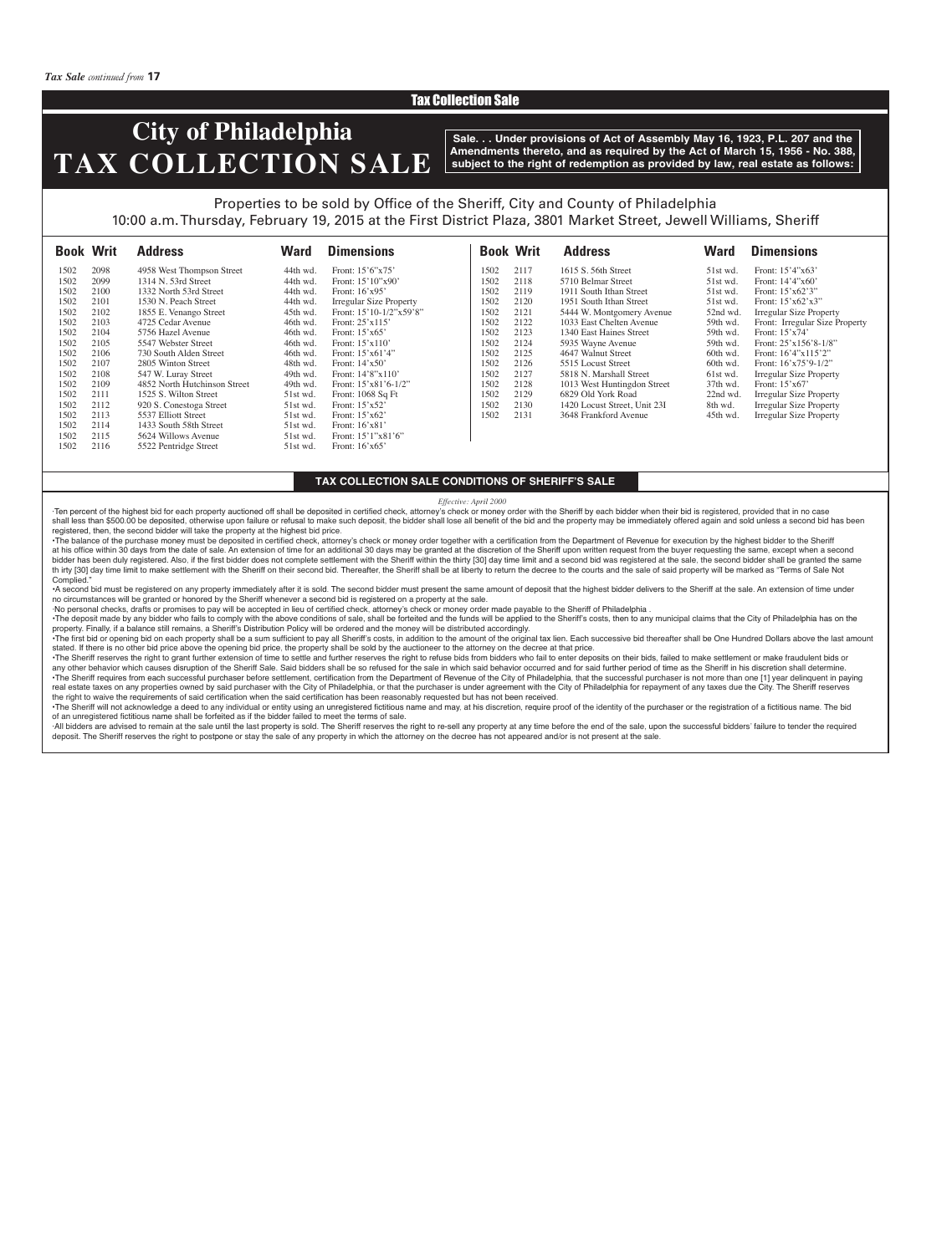*Tax Sale continued from* **17**

Tax Collection Sale

# City of Philadelphia TAX COLLECTION SALE

**Sale. . . Under provisions of Act of Assembly May 16, 1923, P.L. 207 and the Amendments thereto, and as required by the Act of March 15, 1956 - No. 388, subject to the right of redemption as provided by law, real estate as follows:**

Properties to be sold by Office of the Sheriff, City and County of Philadelphia
10:00 a.m. Thursday, February 19, 2015 at the First District Plaza, 3801 Market Street, Jewell Williams, Sheriff

| Book | Writ | Address | Ward | Dimensions |
|---|---|---|---|---|
| 1502 | 2098 | 4958 West Thompson Street | 44th wd. | Front: 15'6"x75' |
| 1502 | 2099 | 1314 N. 53rd Street | 44th wd. | Front: 15'10"x90' |
| 1502 | 2100 | 1332 North 53rd Street | 44th wd. | Front: 16'x95' |
| 1502 | 2101 | 1530 N. Peach Street | 44th wd. | Irregular Size Property |
| 1502 | 2102 | 1855 E. Venango Street | 45th wd. | Front: 15'10-1/2"x59'8" |
| 1502 | 2103 | 4725 Cedar Avenue | 46th wd. | Front: 25'x115' |
| 1502 | 2104 | 5756 Hazel Avenue | 46th wd. | Front: 15'x65' |
| 1502 | 2105 | 5547 Webster Street | 46th wd. | Front: 15'x110' |
| 1502 | 2106 | 730 South Alden Street | 46th wd. | Front: 15'x61'4" |
| 1502 | 2107 | 2805 Winton Street | 48th wd. | Front: 14'x50' |
| 1502 | 2108 | 547 W. Luray Street | 49th wd. | Front: 14'8"x110' |
| 1502 | 2109 | 4852 North Hutchinson Street | 49th wd. | Front: 15'x81'6-1/2" |
| 1502 | 2111 | 1525 S. Wilton Street | 51st wd. | Front: 1068 Sq Ft |
| 1502 | 2112 | 920 S. Conestoga Street | 51st wd. | Front: 15'x52' |
| 1502 | 2113 | 5537 Elliott Street | 51st wd. | Front: 15'x62' |
| 1502 | 2114 | 1433 South 58th Street | 51st wd. | Front: 16'x81' |
| 1502 | 2115 | 5624 Willows Avenue | 51st wd. | Front: 15'1"x81'6" |
| 1502 | 2116 | 5522 Pentridge Street | 51st wd. | Front: 16'x65' |
| 1502 | 2117 | 1615 S. 56th Street | 51st wd. | Front: 15'4"x63' |
| 1502 | 2118 | 5710 Belmar Street | 51st wd. | Front: 14'4"x60' |
| 1502 | 2119 | 1911 South Ithan Street | 51st wd. | Front: 15'x62'3" |
| 1502 | 2120 | 1951 South Ithan Street | 51st wd. | Front: 15'x62'x3" |
| 1502 | 2121 | 5444 W. Montgomery Avenue | 52nd wd. | Irregular Size Property |
| 1502 | 2122 | 1033 East Chelten Avenue | 59th wd. | Front: Irregular Size Property |
| 1502 | 2123 | 1340 East Haines Street | 59th wd. | Front: 15'x74' |
| 1502 | 2124 | 5935 Wayne Avenue | 59th wd. | Front: 25'x156'8-1/8" |
| 1502 | 2125 | 4647 Walnut Street | 60th wd. | Front: 16'4"x115'2" |
| 1502 | 2126 | 5515 Locust Street | 60th wd. | Front: 16'x75'9-1/2" |
| 1502 | 2127 | 5818 N. Marshall Street | 61st wd. | Irregular Size Property |
| 1502 | 2128 | 1013 West Huntingdon Street | 37th wd. | Front: 15'x67' |
| 1502 | 2129 | 6829 Old York Road | 22nd wd. | Irregular Size Property |
| 1502 | 2130 | 1420 Locust Street, Unit 23I | 8th wd. | Irregular Size Property |
| 1502 | 2131 | 3648 Frankford Avenue | 45th wd. | Irregular Size Property |

## TAX COLLECTION SALE CONDITIONS OF SHERIFF'S SALE

*Effective: April 2000*

·Ten percent of the highest bid for each property auctioned off shall be deposited in certified check, attorney's check or money order with the Sheriff by each bidder when their bid is registered, provided that in no case shall less than $500.00 be deposited, otherwise upon failure or refusal to make such deposit, the bidder shall lose all benefit of the bid and the property may be immediately offered again and sold unless a second bid has been registered, then, the second bidder will take the property at the highest bid price.

•The balance of the purchase money must be deposited in certified check, attorney's check or money order together with a certification from the Department of Revenue for execution by the highest bidder to the Sheriff at his office within 30 days from the date of sale. An extension of time for an additional 30 days may be granted at the discretion of the Sheriff upon written request from the buyer requesting the same, except when a second bidder has been duly registered. Also, if the first bidder does not complete settlement with the Sheriff within the thirty [30] day time limit and a second bid was registered at the sale, the second bidder shall be granted the same th irty [30] day time limit to make settlement with the Sheriff on their second bid. Thereafter, the Sheriff shall be at liberty to return the decree to the courts and the sale of said property will be marked as "Terms of Sale Not Complied."

•A second bid must be registered on any property immediately after it is sold. The second bidder must present the same amount of deposit that the highest bidder delivers to the Sheriff at the sale. An extension of time under no circumstances will be granted or honored by the Sheriff whenever a second bid is registered on a property at the sale.

·No personal checks, drafts or promises to pay will be accepted in lieu of certified check, attorney's check or money order made payable to the Sheriff of Philadelphia .

•The deposit made by any bidder who fails to comply with the above conditions of sale, shall be forteited and the funds will be applied to the Sheriff's costs, then to any municipal claims that the City of Philadelphia has on the property. Finally, if a balance still remains, a Sheriff's Distribution Policy will be ordered and the money will be distributed accordingly.

•The first bid or opening bid on each property shall be a sum sufficient to pay all Sheriff's costs, in addition to the amount of the original tax lien. Each successive bid thereafter shall be One Hundred Dollars above the last amount stated. If there is no other bid price above the opening bid price, the property shall be sold by the auctioneer to the attorney on the decree at that price.

•The Sheriff reserves the right to grant further extension of time to settle and further reserves the right to refuse bids from bidders who fail to enter deposits on their bids, failed to make settlement or make fraudulent bids or any other behavior which causes disruption of the Sheriff Sale. Said bidders shall be so refused for the sale in which said behavior occurred and for said further period of time as the Sheriff in his discretion shall determine.

•The Sheriff requires from each successful purchaser before settlement, certification from the Department of Revenue of the City of Philadelphia, that the successful purchaser is not more than one [1] year delinquent in paying real estate taxes on any properties owned by said purchaser with the City of Philadelphia, or that the purchaser is under agreement with the City of Philadelphia for repayment of any taxes due the City. The Sheriff reserves the right to waive the requirements of said certification when the said certification has been reasonably requested but has not been received.

•The Sheriff will not acknowledge a deed to any individual or entity using an unregistered fictitious name and may, at his discretion, require proof of the identity of the purchaser or the registration of a fictitious name. The bid of an unregistered fictitious name shall be forfeited as if the bidder failed to meet the terms of sale.

·All bidders are advised to remain at the sale until the last property is sold. The Sheriff reserves the right to re-sell any property at any time before the end of the sale, upon the successful bidders' failure to tender the required deposit. The Sheriff reserves the right to postpone or stay the sale of any property in which the attorney on the decree has not appeared and/or is not present at the sale.